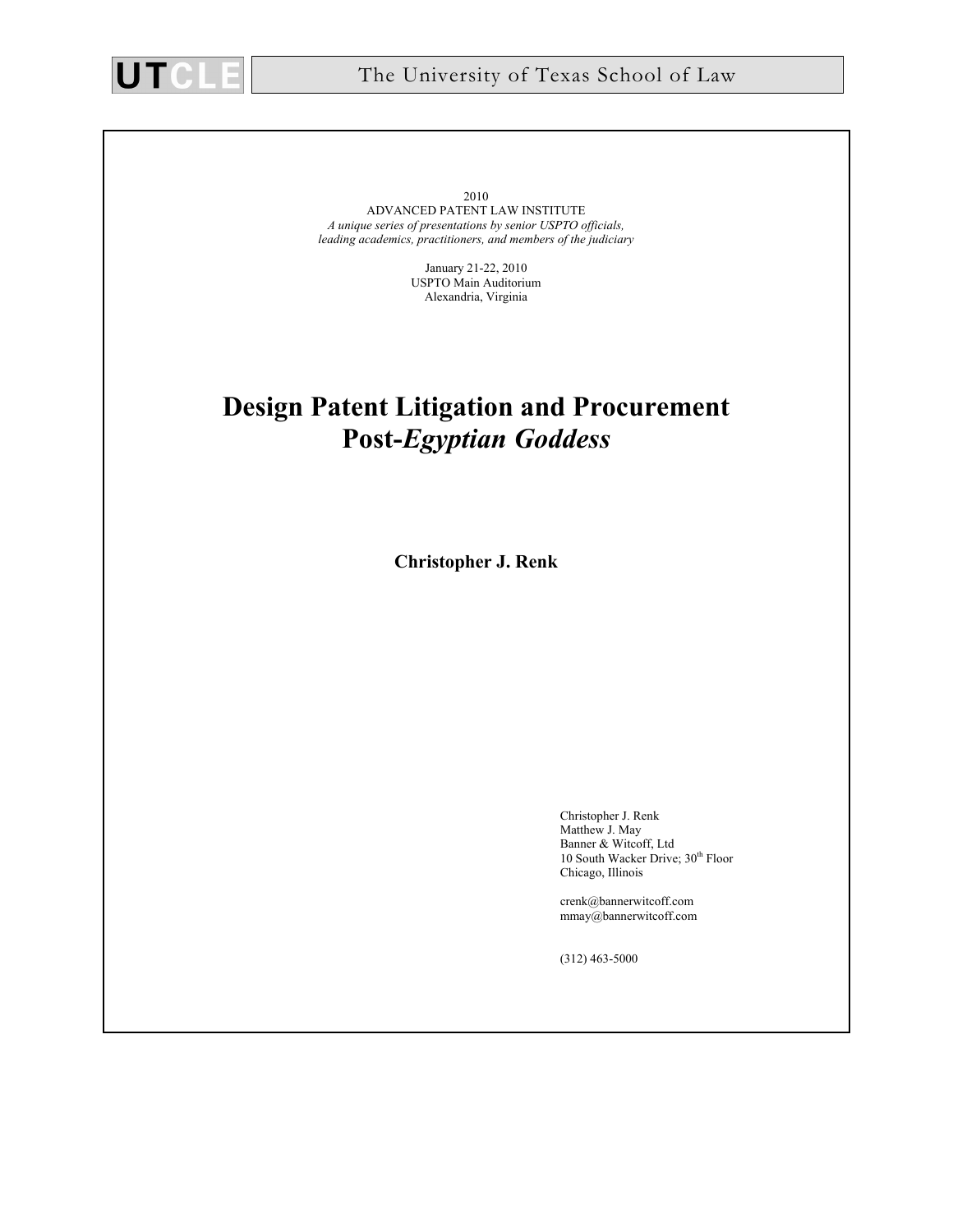UTCLE The University of Texas School of Law

2010
ADVANCED PATENT LAW INSTITUTE
*A unique series of presentations by senior USPTO officials, leading academics, practitioners, and members of the judiciary*

January 21-22, 2010
USPTO Main Auditorium
Alexandria, Virginia

# Design Patent Litigation and Procurement Post-*Egyptian Goddess*

**Christopher J. Renk**

Christopher J. Renk
Matthew J. May
Banner & Witcoff, Ltd
10 South Wacker Drive; 30th Floor
Chicago, Illinois

crenk@bannerwitcoff.com
mmay@bannerwitcoff.com

(312) 463-5000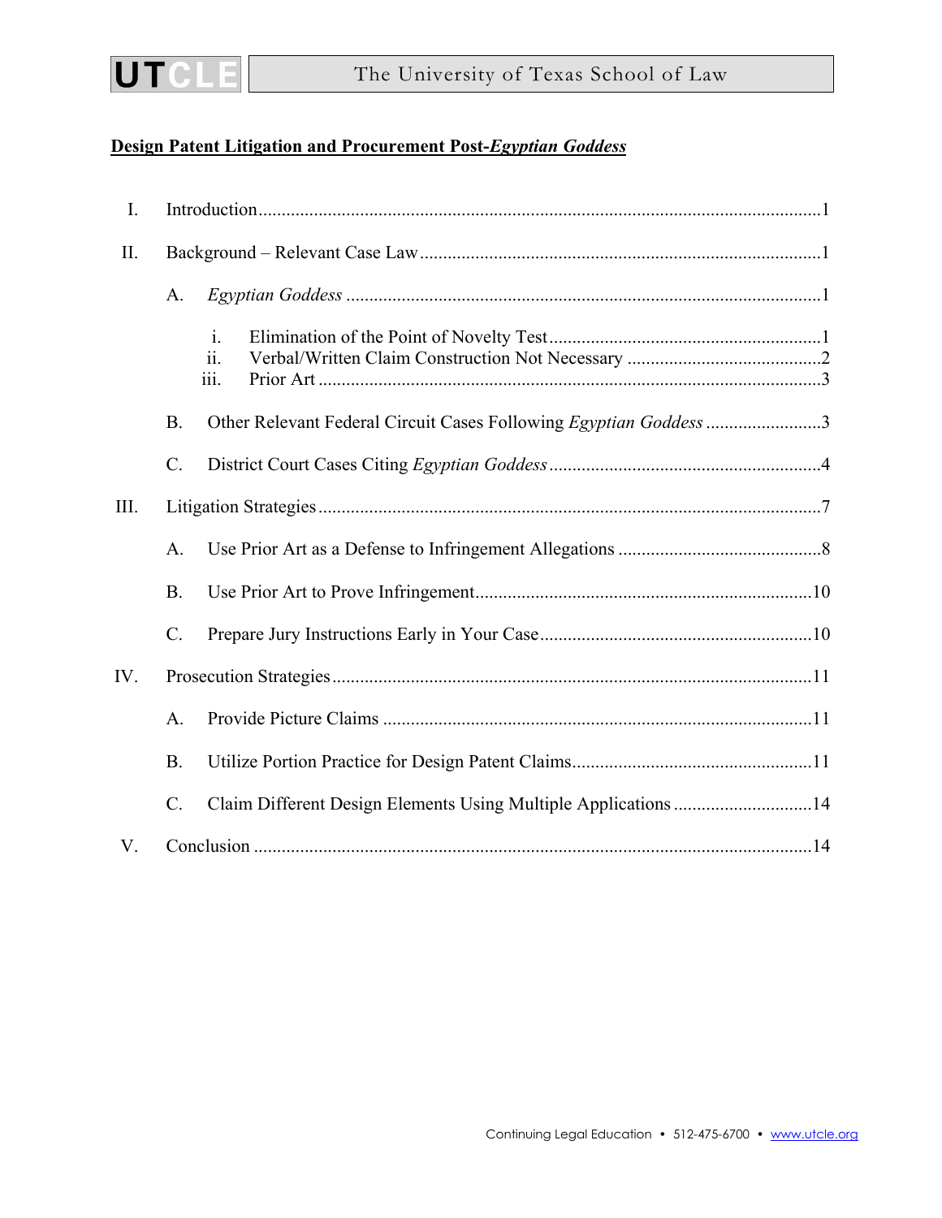## Design Patent Litigation and Procurement Post-*Egyptian Goddess*

| | | |
|---|---|---|
| I. | Introduction | 1 |
| II. | Background – Relevant Case Law | 1 |
| | A. *Egyptian Goddess* | 1 |
| | i. Elimination of the Point of Novelty Test | 1 |
| | ii. Verbal/Written Claim Construction Not Necessary | 2 |
| | iii. Prior Art | 3 |
| | B. Other Relevant Federal Circuit Cases Following *Egyptian Goddess* | 3 |
| | C. District Court Cases Citing *Egyptian Goddess* | 4 |
| III. | Litigation Strategies | 7 |
| | A. Use Prior Art as a Defense to Infringement Allegations | 8 |
| | B. Use Prior Art to Prove Infringement | 10 |
| | C. Prepare Jury Instructions Early in Your Case | 10 |
| IV. | Prosecution Strategies | 11 |
| | A. Provide Picture Claims | 11 |
| | B. Utilize Portion Practice for Design Patent Claims | 11 |
| | C. Claim Different Design Elements Using Multiple Applications | 14 |
| V. | Conclusion | 14 |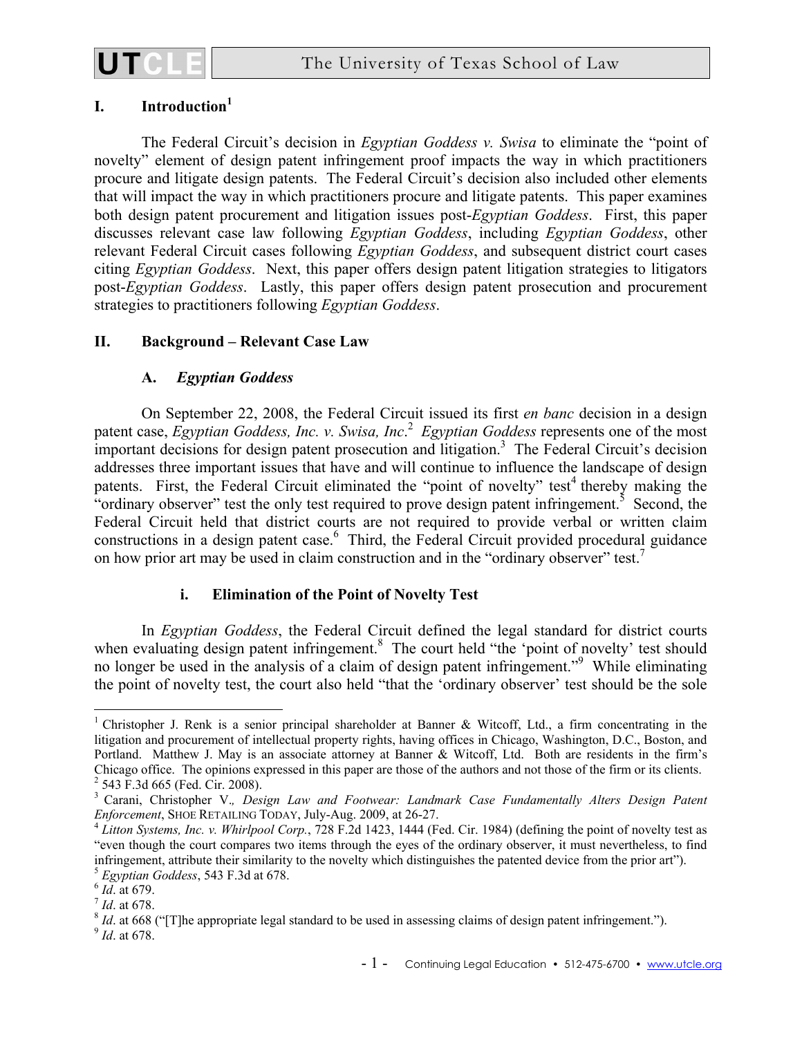## I. Introduction[1]

The Federal Circuit's decision in *Egyptian Goddess v. Swisa* to eliminate the "point of novelty" element of design patent infringement proof impacts the way in which practitioners procure and litigate design patents. The Federal Circuit's decision also included other elements that will impact the way in which practitioners procure and litigate patents. This paper examines both design patent procurement and litigation issues post-*Egyptian Goddess*. First, this paper discusses relevant case law following *Egyptian Goddess*, including *Egyptian Goddess*, other relevant Federal Circuit cases following *Egyptian Goddess*, and subsequent district court cases citing *Egyptian Goddess*. Next, this paper offers design patent litigation strategies to litigators post-*Egyptian Goddess*. Lastly, this paper offers design patent prosecution and procurement strategies to practitioners following *Egyptian Goddess*.

## II. Background – Relevant Case Law

### A. *Egyptian Goddess*

On September 22, 2008, the Federal Circuit issued its first *en banc* decision in a design patent case, *Egyptian Goddess, Inc. v. Swisa, Inc*.[2] *Egyptian Goddess* represents one of the most important decisions for design patent prosecution and litigation.[3] The Federal Circuit's decision addresses three important issues that have and will continue to influence the landscape of design patents. First, the Federal Circuit eliminated the "point of novelty" test[4] thereby making the "ordinary observer" test the only test required to prove design patent infringement.[5] Second, the Federal Circuit held that district courts are not required to provide verbal or written claim constructions in a design patent case.[6] Third, the Federal Circuit provided procedural guidance on how prior art may be used in claim construction and in the "ordinary observer" test.[7]

#### i. Elimination of the Point of Novelty Test

In *Egyptian Goddess*, the Federal Circuit defined the legal standard for district courts when evaluating design patent infringement.[8] The court held "the 'point of novelty' test should no longer be used in the analysis of a claim of design patent infringement."[9] While eliminating the point of novelty test, the court also held "that the 'ordinary observer' test should be the sole

---

[1] Christopher J. Renk is a senior principal shareholder at Banner & Witcoff, Ltd., a firm concentrating in the litigation and procurement of intellectual property rights, having offices in Chicago, Washington, D.C., Boston, and Portland. Matthew J. May is an associate attorney at Banner & Witcoff, Ltd. Both are residents in the firm's Chicago office. The opinions expressed in this paper are those of the authors and not those of the firm or its clients.

[2] 543 F.3d 665 (Fed. Cir. 2008).

[3] Carani, Christopher V., *Design Law and Footwear: Landmark Case Fundamentally Alters Design Patent Enforcement*, SHOE RETAILING TODAY, July-Aug. 2009, at 26-27.

[4] *Litton Systems, Inc. v. Whirlpool Corp.*, 728 F.2d 1423, 1444 (Fed. Cir. 1984) (defining the point of novelty test as "even though the court compares two items through the eyes of the ordinary observer, it must nevertheless, to find infringement, attribute their similarity to the novelty which distinguishes the patented device from the prior art").

[5] *Egyptian Goddess*, 543 F.3d at 678.

[6] *Id*. at 679.

[7] *Id*. at 678.

[8] *Id*. at 668 ("[T]he appropriate legal standard to be used in assessing claims of design patent infringement.").

[9] *Id*. at 678.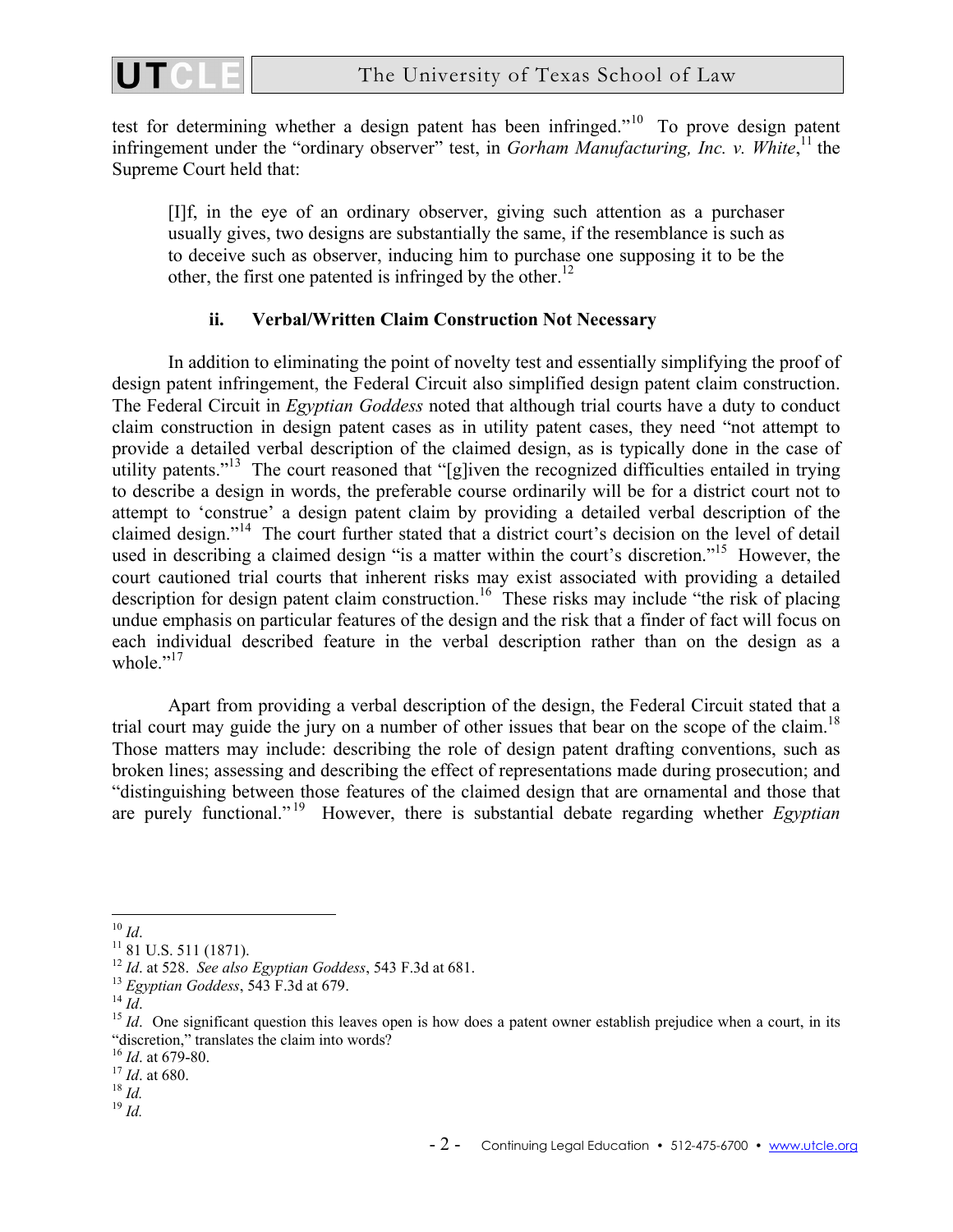test for determining whether a design patent has been infringed."[10] To prove design patent infringement under the "ordinary observer" test, in *Gorham Manufacturing, Inc. v. White*,[11] the Supreme Court held that:

> [I]f, in the eye of an ordinary observer, giving such attention as a purchaser usually gives, two designs are substantially the same, if the resemblance is such as to deceive such as observer, inducing him to purchase one supposing it to be the other, the first one patented is infringed by the other.[12]

#### ii. Verbal/Written Claim Construction Not Necessary

In addition to eliminating the point of novelty test and essentially simplifying the proof of design patent infringement, the Federal Circuit also simplified design patent claim construction. The Federal Circuit in *Egyptian Goddess* noted that although trial courts have a duty to conduct claim construction in design patent cases as in utility patent cases, they need "not attempt to provide a detailed verbal description of the claimed design, as is typically done in the case of utility patents."[13] The court reasoned that "[g]iven the recognized difficulties entailed in trying to describe a design in words, the preferable course ordinarily will be for a district court not to attempt to 'construe' a design patent claim by providing a detailed verbal description of the claimed design."[14] The court further stated that a district court's decision on the level of detail used in describing a claimed design "is a matter within the court's discretion."[15] However, the court cautioned trial courts that inherent risks may exist associated with providing a detailed description for design patent claim construction.[16] These risks may include "the risk of placing undue emphasis on particular features of the design and the risk that a finder of fact will focus on each individual described feature in the verbal description rather than on the design as a whole."[17]

Apart from providing a verbal description of the design, the Federal Circuit stated that a trial court may guide the jury on a number of other issues that bear on the scope of the claim.[18] Those matters may include: describing the role of design patent drafting conventions, such as broken lines; assessing and describing the effect of representations made during prosecution; and "distinguishing between those features of the claimed design that are ornamental and those that are purely functional."[19] However, there is substantial debate regarding whether *Egyptian*

---

[10] *Id*.

[11] 81 U.S. 511 (1871).

[12] *Id*. at 528. *See also Egyptian Goddess*, 543 F.3d at 681.

[13] *Egyptian Goddess*, 543 F.3d at 679.

[14] *Id*.

[15] *Id*. One significant question this leaves open is how does a patent owner establish prejudice when a court, in its "discretion," translates the claim into words?

[16] *Id*. at 679-80.

[17] *Id*. at 680.

[18] *Id.*

[19] *Id.*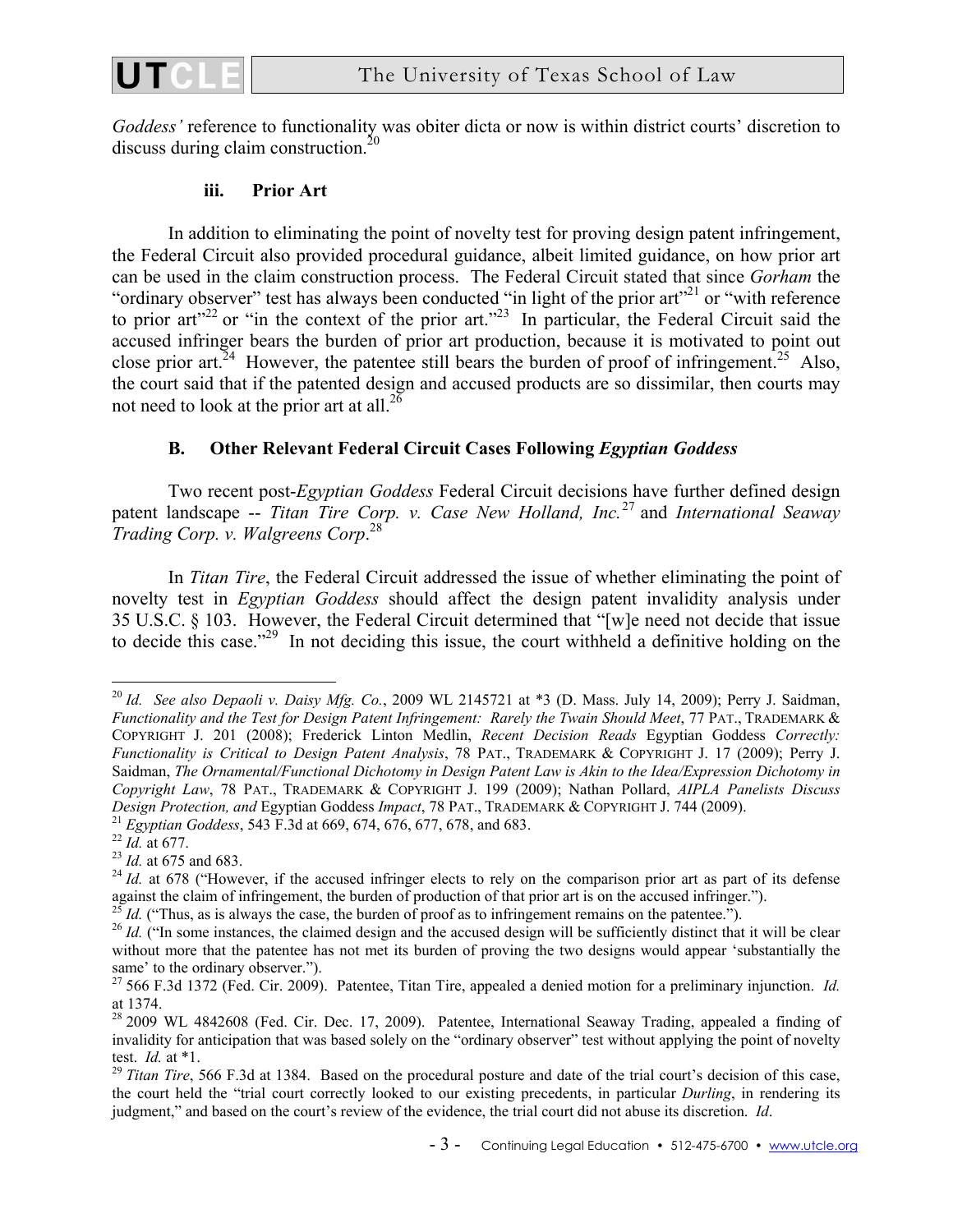*Goddess'* reference to functionality was obiter dicta or now is within district courts' discretion to discuss during claim construction.[20]

### iii. Prior Art

In addition to eliminating the point of novelty test for proving design patent infringement, the Federal Circuit also provided procedural guidance, albeit limited guidance, on how prior art can be used in the claim construction process. The Federal Circuit stated that since *Gorham* the "ordinary observer" test has always been conducted "in light of the prior art"[21] or "with reference to prior art"[22] or "in the context of the prior art."[23] In particular, the Federal Circuit said the accused infringer bears the burden of prior art production, because it is motivated to point out close prior art.[24] However, the patentee still bears the burden of proof of infringement.[25] Also, the court said that if the patented design and accused products are so dissimilar, then courts may not need to look at the prior art at all.[26]

## B. Other Relevant Federal Circuit Cases Following *Egyptian Goddess*

Two recent post-*Egyptian Goddess* Federal Circuit decisions have further defined design patent landscape -- *Titan Tire Corp. v. Case New Holland, Inc.*[27] and *International Seaway Trading Corp. v. Walgreens Corp*.[28]

In *Titan Tire*, the Federal Circuit addressed the issue of whether eliminating the point of novelty test in *Egyptian Goddess* should affect the design patent invalidity analysis under 35 U.S.C. § 103. However, the Federal Circuit determined that "[w]e need not decide that issue to decide this case."[29] In not deciding this issue, the court withheld a definitive holding on the

---

[20] *Id. See also Depaoli v. Daisy Mfg. Co.*, 2009 WL 2145721 at *3 (D. Mass. July 14, 2009); Perry J. Saidman, *Functionality and the Test for Design Patent Infringement: Rarely the Twain Should Meet*, 77 PAT., TRADEMARK & COPYRIGHT J. 201 (2008); Frederick Linton Medlin, *Recent Decision Reads* Egyptian Goddess *Correctly: Functionality is Critical to Design Patent Analysis*, 78 PAT., TRADEMARK & COPYRIGHT J. 17 (2009); Perry J. Saidman, *The Ornamental/Functional Dichotomy in Design Patent Law is Akin to the Idea/Expression Dichotomy in Copyright Law*, 78 PAT., TRADEMARK & COPYRIGHT J. 199 (2009); Nathan Pollard, *AIPLA Panelists Discuss Design Protection, and* Egyptian Goddess *Impact*, 78 PAT., TRADEMARK & COPYRIGHT J. 744 (2009).

[21] *Egyptian Goddess*, 543 F.3d at 669, 674, 676, 677, 678, and 683.

[22] *Id.* at 677.

[23] *Id.* at 675 and 683.

[24] *Id.* at 678 ("However, if the accused infringer elects to rely on the comparison prior art as part of its defense against the claim of infringement, the burden of production of that prior art is on the accused infringer.").

[25] *Id.* ("Thus, as is always the case, the burden of proof as to infringement remains on the patentee.").

[26] *Id.* ("In some instances, the claimed design and the accused design will be sufficiently distinct that it will be clear without more that the patentee has not met its burden of proving the two designs would appear 'substantially the same' to the ordinary observer.").

[27] 566 F.3d 1372 (Fed. Cir. 2009). Patentee, Titan Tire, appealed a denied motion for a preliminary injunction. *Id.* at 1374.

[28] 2009 WL 4842608 (Fed. Cir. Dec. 17, 2009). Patentee, International Seaway Trading, appealed a finding of invalidity for anticipation that was based solely on the "ordinary observer" test without applying the point of novelty test. *Id.* at *1.

[29] *Titan Tire*, 566 F.3d at 1384. Based on the procedural posture and date of the trial court's decision of this case, the court held the "trial court correctly looked to our existing precedents, in particular *Durling*, in rendering its judgment," and based on the court's review of the evidence, the trial court did not abuse its discretion. *Id*.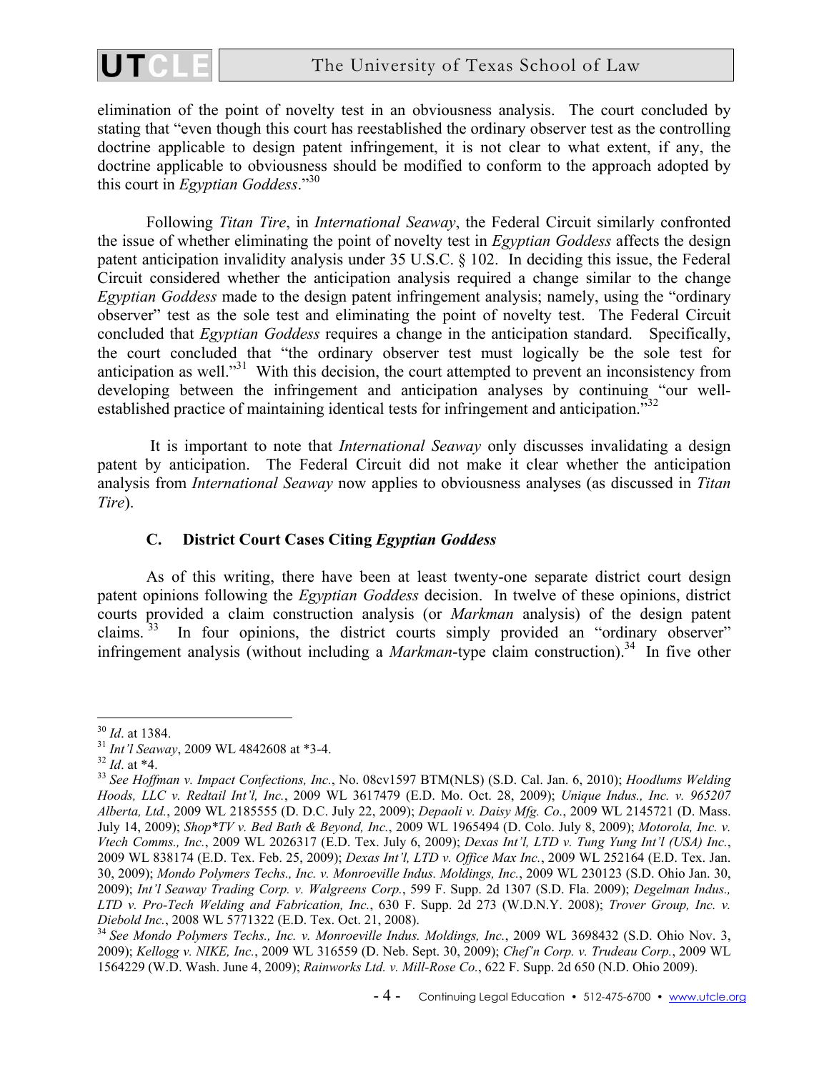elimination of the point of novelty test in an obviousness analysis. The court concluded by stating that "even though this court has reestablished the ordinary observer test as the controlling doctrine applicable to design patent infringement, it is not clear to what extent, if any, the doctrine applicable to obviousness should be modified to conform to the approach adopted by this court in *Egyptian Goddess*."[30]

Following *Titan Tire*, in *International Seaway*, the Federal Circuit similarly confronted the issue of whether eliminating the point of novelty test in *Egyptian Goddess* affects the design patent anticipation invalidity analysis under 35 U.S.C. § 102. In deciding this issue, the Federal Circuit considered whether the anticipation analysis required a change similar to the change *Egyptian Goddess* made to the design patent infringement analysis; namely, using the "ordinary observer" test as the sole test and eliminating the point of novelty test. The Federal Circuit concluded that *Egyptian Goddess* requires a change in the anticipation standard. Specifically, the court concluded that "the ordinary observer test must logically be the sole test for anticipation as well."[31] With this decision, the court attempted to prevent an inconsistency from developing between the infringement and anticipation analyses by continuing "our well-established practice of maintaining identical tests for infringement and anticipation."[32]

It is important to note that *International Seaway* only discusses invalidating a design patent by anticipation. The Federal Circuit did not make it clear whether the anticipation analysis from *International Seaway* now applies to obviousness analyses (as discussed in *Titan Tire*).

### C. District Court Cases Citing *Egyptian Goddess*

As of this writing, there have been at least twenty-one separate district court design patent opinions following the *Egyptian Goddess* decision. In twelve of these opinions, district courts provided a claim construction analysis (or *Markman* analysis) of the design patent claims.[33] In four opinions, the district courts simply provided an "ordinary observer" infringement analysis (without including a *Markman*-type claim construction).[34] In five other

---

[30] *Id*. at 1384.

[31] *Int'l Seaway*, 2009 WL 4842608 at *3-4.

[32] *Id*. at *4.

[33] *See Hoffman v. Impact Confections, Inc.*, No. 08cv1597 BTM(NLS) (S.D. Cal. Jan. 6, 2010); *Hoodlums Welding Hoods, LLC v. Redtail Int'l, Inc.*, 2009 WL 3617479 (E.D. Mo. Oct. 28, 2009); *Unique Indus., Inc. v. 965207 Alberta, Ltd.*, 2009 WL 2185555 (D. D.C. July 22, 2009); *Depaoli v. Daisy Mfg. Co.*, 2009 WL 2145721 (D. Mass. July 14, 2009); *Shop*TV v. Bed Bath & Beyond, Inc.*, 2009 WL 1965494 (D. Colo. July 8, 2009); *Motorola, Inc. v. Vtech Comms., Inc.*, 2009 WL 2026317 (E.D. Tex. July 6, 2009); *Dexas Int'l, LTD v. Tung Yung Int'l (USA) Inc.*, 2009 WL 838174 (E.D. Tex. Feb. 25, 2009); *Dexas Int'l, LTD v. Office Max Inc.*, 2009 WL 252164 (E.D. Tex. Jan. 30, 2009); *Mondo Polymers Techs., Inc. v. Monroeville Indus. Moldings, Inc.*, 2009 WL 230123 (S.D. Ohio Jan. 30, 2009); *Int'l Seaway Trading Corp. v. Walgreens Corp.*, 599 F. Supp. 2d 1307 (S.D. Fla. 2009); *Degelman Indus., LTD v. Pro-Tech Welding and Fabrication, Inc.*, 630 F. Supp. 2d 273 (W.D.N.Y. 2008); *Trover Group, Inc. v. Diebold Inc.*, 2008 WL 5771322 (E.D. Tex. Oct. 21, 2008).

[34] *See Mondo Polymers Techs., Inc. v. Monroeville Indus. Moldings, Inc.*, 2009 WL 3698432 (S.D. Ohio Nov. 3, 2009); *Kellogg v. NIKE, Inc.*, 2009 WL 316559 (D. Neb. Sept. 30, 2009); *Chef'n Corp. v. Trudeau Corp.*, 2009 WL 1564229 (W.D. Wash. June 4, 2009); *Rainworks Ltd. v. Mill-Rose Co.*, 622 F. Supp. 2d 650 (N.D. Ohio 2009).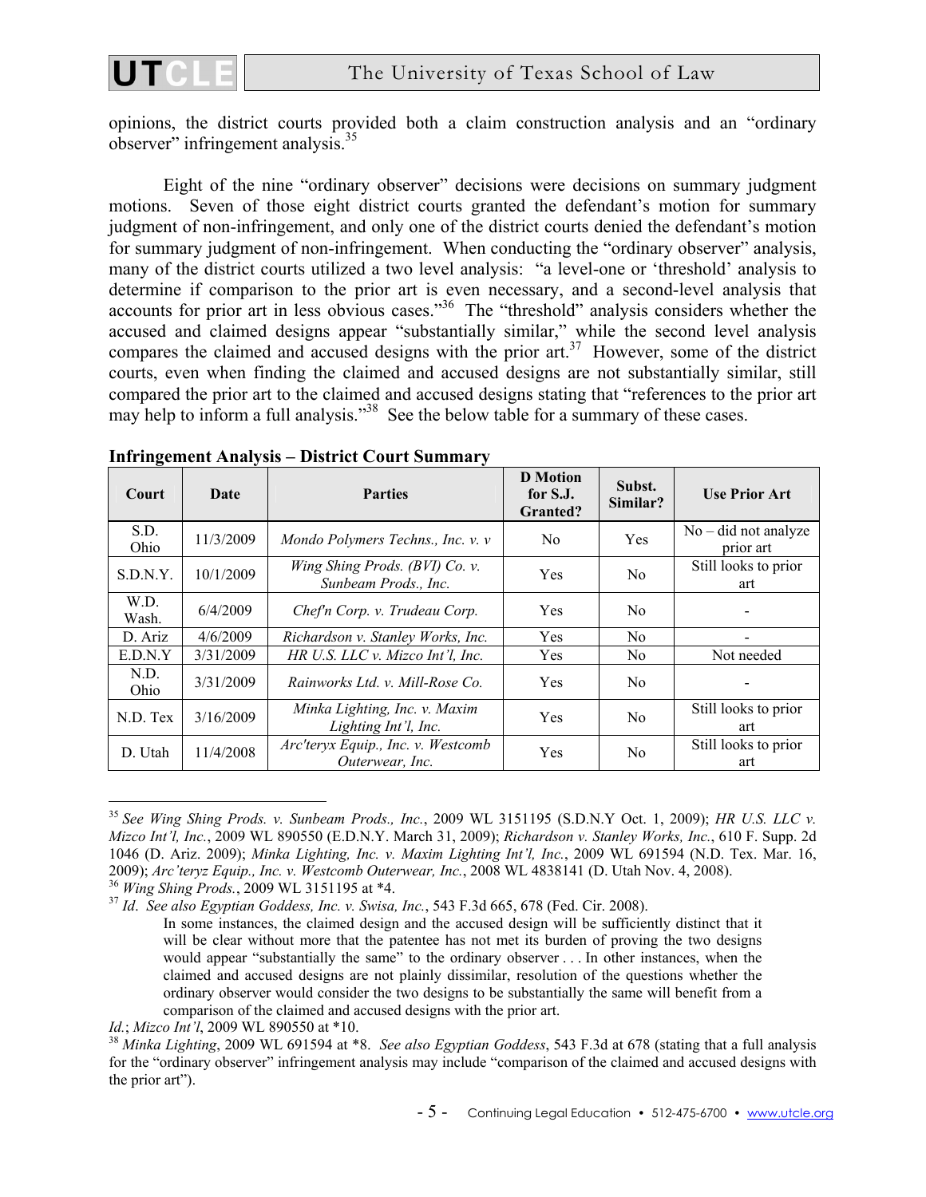opinions, the district courts provided both a claim construction analysis and an "ordinary observer" infringement analysis.[35]

Eight of the nine "ordinary observer" decisions were decisions on summary judgment motions. Seven of those eight district courts granted the defendant's motion for summary judgment of non-infringement, and only one of the district courts denied the defendant's motion for summary judgment of non-infringement. When conducting the "ordinary observer" analysis, many of the district courts utilized a two level analysis: "a level-one or 'threshold' analysis to determine if comparison to the prior art is even necessary, and a second-level analysis that accounts for prior art in less obvious cases."[36] The "threshold" analysis considers whether the accused and claimed designs appear "substantially similar," while the second level analysis compares the claimed and accused designs with the prior art.[37] However, some of the district courts, even when finding the claimed and accused designs are not substantially similar, still compared the prior art to the claimed and accused designs stating that "references to the prior art may help to inform a full analysis."[38] See the below table for a summary of these cases.

**Infringement Analysis – District Court Summary**

| Court | Date | Parties | D Motion for S.J. Granted? | Subst. Similar? | Use Prior Art |
|---|---|---|---|---|---|
| S.D. Ohio | 11/3/2009 | *Mondo Polymers Techns., Inc. v. v* | No | Yes | No – did not analyze prior art |
| S.D.N.Y. | 10/1/2009 | *Wing Shing Prods. (BVI) Co. v. Sunbeam Prods., Inc.* | Yes | No | Still looks to prior art |
| W.D. Wash. | 6/4/2009 | *Chef'n Corp. v. Trudeau Corp.* | Yes | No | - |
| D. Ariz | 4/6/2009 | *Richardson v. Stanley Works, Inc.* | Yes | No | - |
| E.D.N.Y | 3/31/2009 | *HR U.S. LLC v. Mizco Int'l, Inc.* | Yes | No | Not needed |
| N.D. Ohio | 3/31/2009 | *Rainworks Ltd. v. Mill-Rose Co.* | Yes | No | - |
| N.D. Tex | 3/16/2009 | *Minka Lighting, Inc. v. Maxim Lighting Int'l, Inc.* | Yes | No | Still looks to prior art |
| D. Utah | 11/4/2008 | *Arc'teryx Equip., Inc. v. Westcomb Outerwear, Inc.* | Yes | No | Still looks to prior art |

---

[35] *See Wing Shing Prods. v. Sunbeam Prods., Inc.*, 2009 WL 3151195 (S.D.N.Y Oct. 1, 2009); *HR U.S. LLC v. Mizco Int'l, Inc.*, 2009 WL 890550 (E.D.N.Y. March 31, 2009); *Richardson v. Stanley Works, Inc.*, 610 F. Supp. 2d 1046 (D. Ariz. 2009); *Minka Lighting, Inc. v. Maxim Lighting Int'l, Inc.*, 2009 WL 691594 (N.D. Tex. Mar. 16, 2009); *Arc'teryz Equip., Inc. v. Westcomb Outerwear, Inc.*, 2008 WL 4838141 (D. Utah Nov. 4, 2008).

[36] *Wing Shing Prods.*, 2009 WL 3151195 at *4.

[37] *Id*. *See also Egyptian Goddess, Inc. v. Swisa, Inc.*, 543 F.3d 665, 678 (Fed. Cir. 2008).

> In some instances, the claimed design and the accused design will be sufficiently distinct that it will be clear without more that the patentee has not met its burden of proving the two designs would appear "substantially the same" to the ordinary observer . . . In other instances, when the claimed and accused designs are not plainly dissimilar, resolution of the questions whether the ordinary observer would consider the two designs to be substantially the same will benefit from a comparison of the claimed and accused designs with the prior art.

*Id.*; *Mizco Int'l*, 2009 WL 890550 at *10.

[38] *Minka Lighting*, 2009 WL 691594 at *8. *See also Egyptian Goddess*, 543 F.3d at 678 (stating that a full analysis for the "ordinary observer" infringement analysis may include "comparison of the claimed and accused designs with the prior art").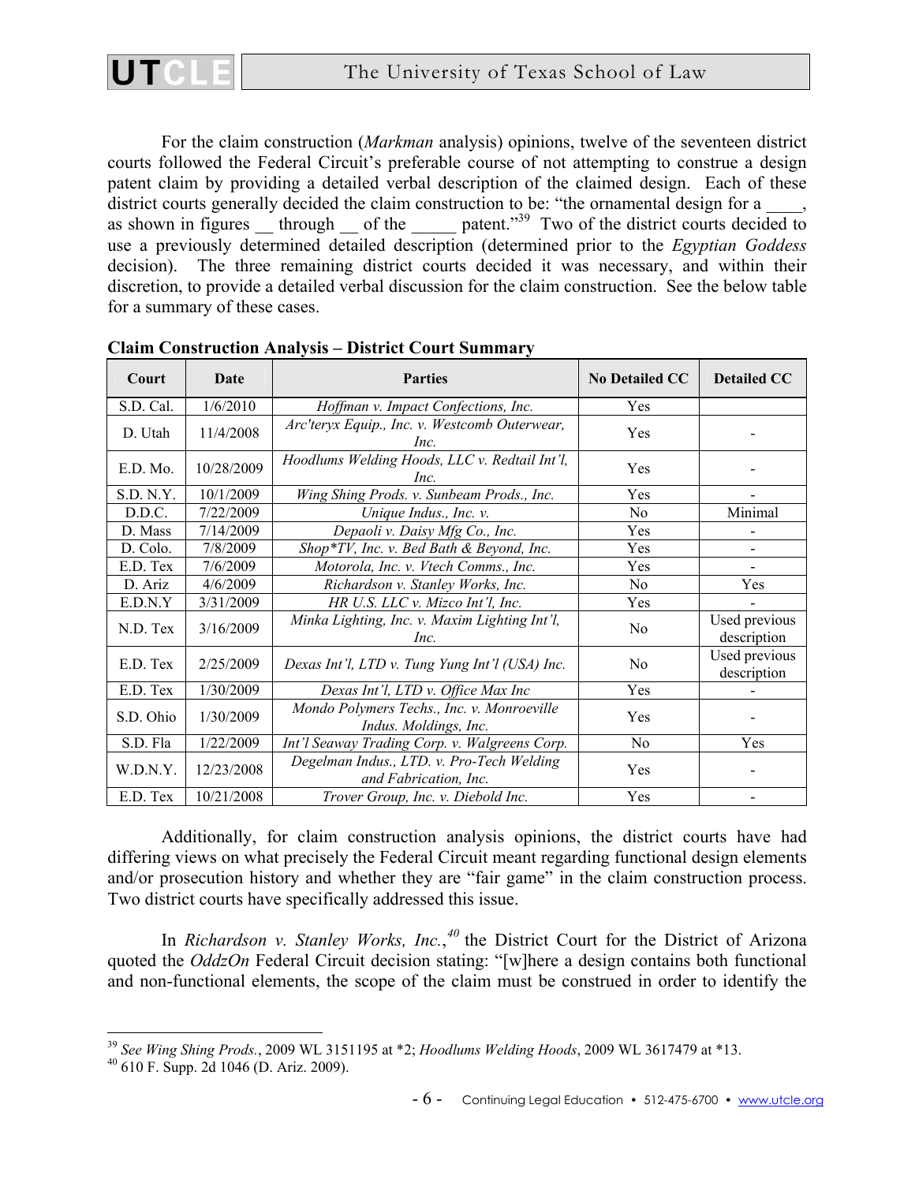For the claim construction (*Markman* analysis) opinions, twelve of the seventeen district courts followed the Federal Circuit's preferable course of not attempting to construe a design patent claim by providing a detailed verbal description of the claimed design. Each of these district courts generally decided the claim construction to be: "the ornamental design for a ____, as shown in figures __ through __ of the _____ patent."[39] Two of the district courts decided to use a previously determined detailed description (determined prior to the *Egyptian Goddess* decision). The three remaining district courts decided it was necessary, and within their discretion, to provide a detailed verbal discussion for the claim construction. See the below table for a summary of these cases.

**Claim Construction Analysis – District Court Summary**

| Court | Date | Parties | No Detailed CC | Detailed CC |
|---|---|---|---|---|
| S.D. Cal. | 1/6/2010 | *Hoffman v. Impact Confections, Inc.* | Yes | |
| D. Utah | 11/4/2008 | *Arc'teryx Equip., Inc. v. Westcomb Outerwear, Inc.* | Yes | - |
| E.D. Mo. | 10/28/2009 | *Hoodlums Welding Hoods, LLC v. Redtail Int'l, Inc.* | Yes | - |
| S.D. N.Y. | 10/1/2009 | *Wing Shing Prods. v. Sunbeam Prods., Inc.* | Yes | - |
| D.D.C. | 7/22/2009 | *Unique Indus., Inc. v.* | No | Minimal |
| D. Mass | 7/14/2009 | *Depaoli v. Daisy Mfg Co., Inc.* | Yes | - |
| D. Colo. | 7/8/2009 | *Shop*TV, Inc. v. Bed Bath & Beyond, Inc.* | Yes | - |
| E.D. Tex | 7/6/2009 | *Motorola, Inc. v. Vtech Comms., Inc.* | Yes | - |
| D. Ariz | 4/6/2009 | *Richardson v. Stanley Works, Inc.* | No | Yes |
| E.D.N.Y | 3/31/2009 | *HR U.S. LLC v. Mizco Int'l, Inc.* | Yes | - |
| N.D. Tex | 3/16/2009 | *Minka Lighting, Inc. v. Maxim Lighting Int'l, Inc.* | No | Used previous description |
| E.D. Tex | 2/25/2009 | *Dexas Int'l, LTD v. Tung Yung Int'l (USA) Inc.* | No | Used previous description |
| E.D. Tex | 1/30/2009 | *Dexas Int'l, LTD v. Office Max Inc* | Yes | - |
| S.D. Ohio | 1/30/2009 | *Mondo Polymers Techs., Inc. v. Monroeville Indus. Moldings, Inc.* | Yes | - |
| S.D. Fla | 1/22/2009 | *Int'l Seaway Trading Corp. v. Walgreens Corp.* | No | Yes |
| W.D.N.Y. | 12/23/2008 | *Degelman Indus., LTD. v. Pro-Tech Welding and Fabrication, Inc.* | Yes | - |
| E.D. Tex | 10/21/2008 | *Trover Group, Inc. v. Diebold Inc.* | Yes | - |

Additionally, for claim construction analysis opinions, the district courts have had differing views on what precisely the Federal Circuit meant regarding functional design elements and/or prosecution history and whether they are "fair game" in the claim construction process. Two district courts have specifically addressed this issue.

In *Richardson v. Stanley Works, Inc.*,[40] the District Court for the District of Arizona quoted the *OddzOn* Federal Circuit decision stating: "[w]here a design contains both functional and non-functional elements, the scope of the claim must be construed in order to identify the

---

[39] *See Wing Shing Prods.*, 2009 WL 3151195 at *2; *Hoodlums Welding Hoods*, 2009 WL 3617479 at *13.

[40] 610 F. Supp. 2d 1046 (D. Ariz. 2009).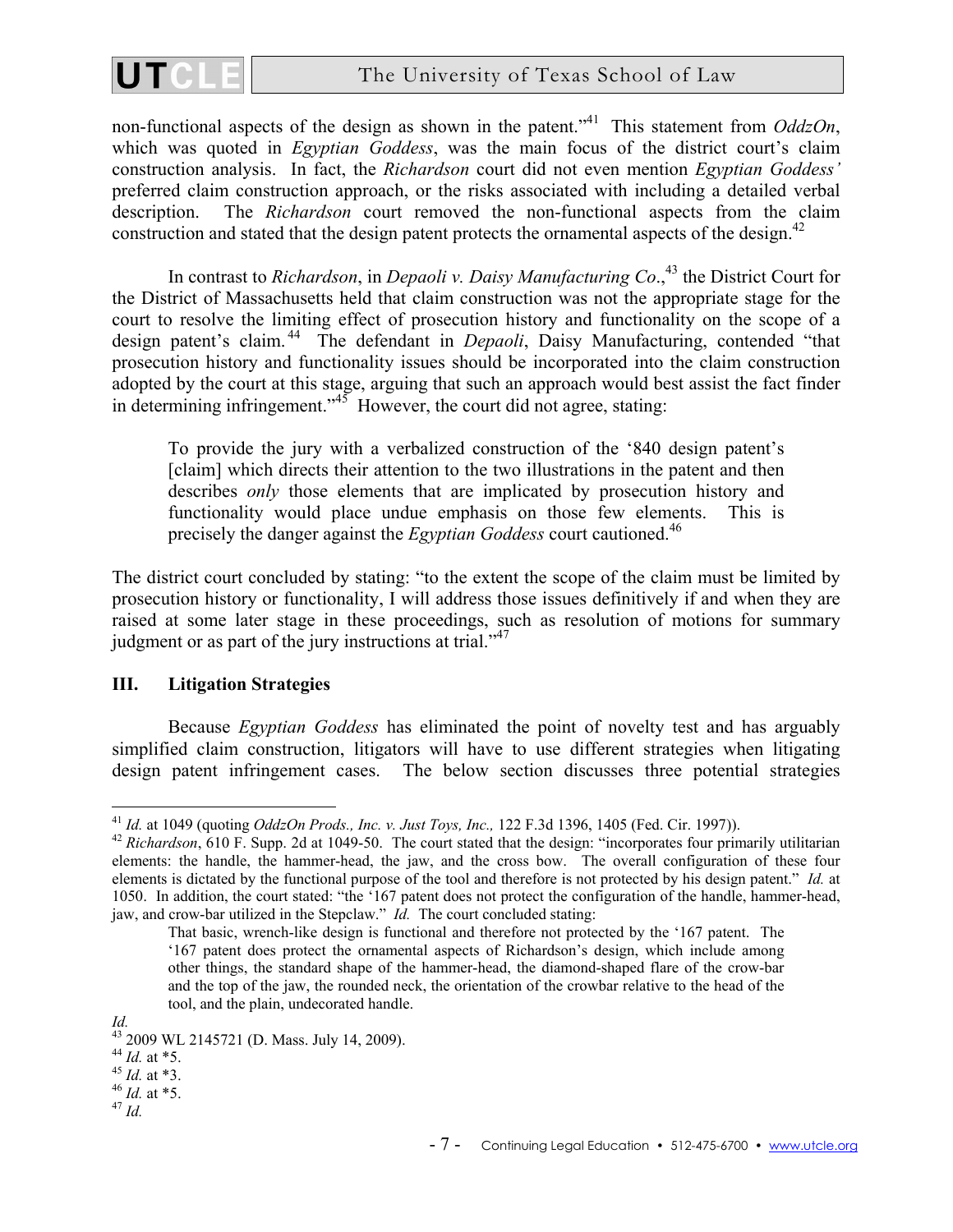non-functional aspects of the design as shown in the patent."[41] This statement from *OddzOn*, which was quoted in *Egyptian Goddess*, was the main focus of the district court's claim construction analysis. In fact, the *Richardson* court did not even mention *Egyptian Goddess'* preferred claim construction approach, or the risks associated with including a detailed verbal description. The *Richardson* court removed the non-functional aspects from the claim construction and stated that the design patent protects the ornamental aspects of the design.[42]

In contrast to *Richardson*, in *Depaoli v. Daisy Manufacturing Co*.,[43] the District Court for the District of Massachusetts held that claim construction was not the appropriate stage for the court to resolve the limiting effect of prosecution history and functionality on the scope of a design patent's claim.[44] The defendant in *Depaoli*, Daisy Manufacturing, contended "that prosecution history and functionality issues should be incorporated into the claim construction adopted by the court at this stage, arguing that such an approach would best assist the fact finder in determining infringement."[45] However, the court did not agree, stating:

> To provide the jury with a verbalized construction of the '840 design patent's [claim] which directs their attention to the two illustrations in the patent and then describes *only* those elements that are implicated by prosecution history and functionality would place undue emphasis on those few elements. This is precisely the danger against the *Egyptian Goddess* court cautioned.[46]

The district court concluded by stating: "to the extent the scope of the claim must be limited by prosecution history or functionality, I will address those issues definitively if and when they are raised at some later stage in these proceedings, such as resolution of motions for summary judgment or as part of the jury instructions at trial."[47]

## III. Litigation Strategies

Because *Egyptian Goddess* has eliminated the point of novelty test and has arguably simplified claim construction, litigators will have to use different strategies when litigating design patent infringement cases. The below section discusses three potential strategies

---

[41] *Id.* at 1049 (quoting *OddzOn Prods., Inc. v. Just Toys, Inc.,* 122 F.3d 1396, 1405 (Fed. Cir. 1997)).

[42] *Richardson*, 610 F. Supp. 2d at 1049-50. The court stated that the design: "incorporates four primarily utilitarian elements: the handle, the hammer-head, the jaw, and the cross bow. The overall configuration of these four elements is dictated by the functional purpose of the tool and therefore is not protected by his design patent." *Id.* at 1050. In addition, the court stated: "the '167 patent does not protect the configuration of the handle, hammer-head, jaw, and crow-bar utilized in the Stepclaw." *Id.* The court concluded stating:

> That basic, wrench-like design is functional and therefore not protected by the '167 patent. The '167 patent does protect the ornamental aspects of Richardson's design, which include among other things, the standard shape of the hammer-head, the diamond-shaped flare of the crow-bar and the top of the jaw, the rounded neck, the orientation of the crowbar relative to the head of the tool, and the plain, undecorated handle.

*Id.*

[43] 2009 WL 2145721 (D. Mass. July 14, 2009).

[44] *Id.* at *5.

[45] *Id.* at *3.

[46] *Id.* at *5.

[47] *Id.*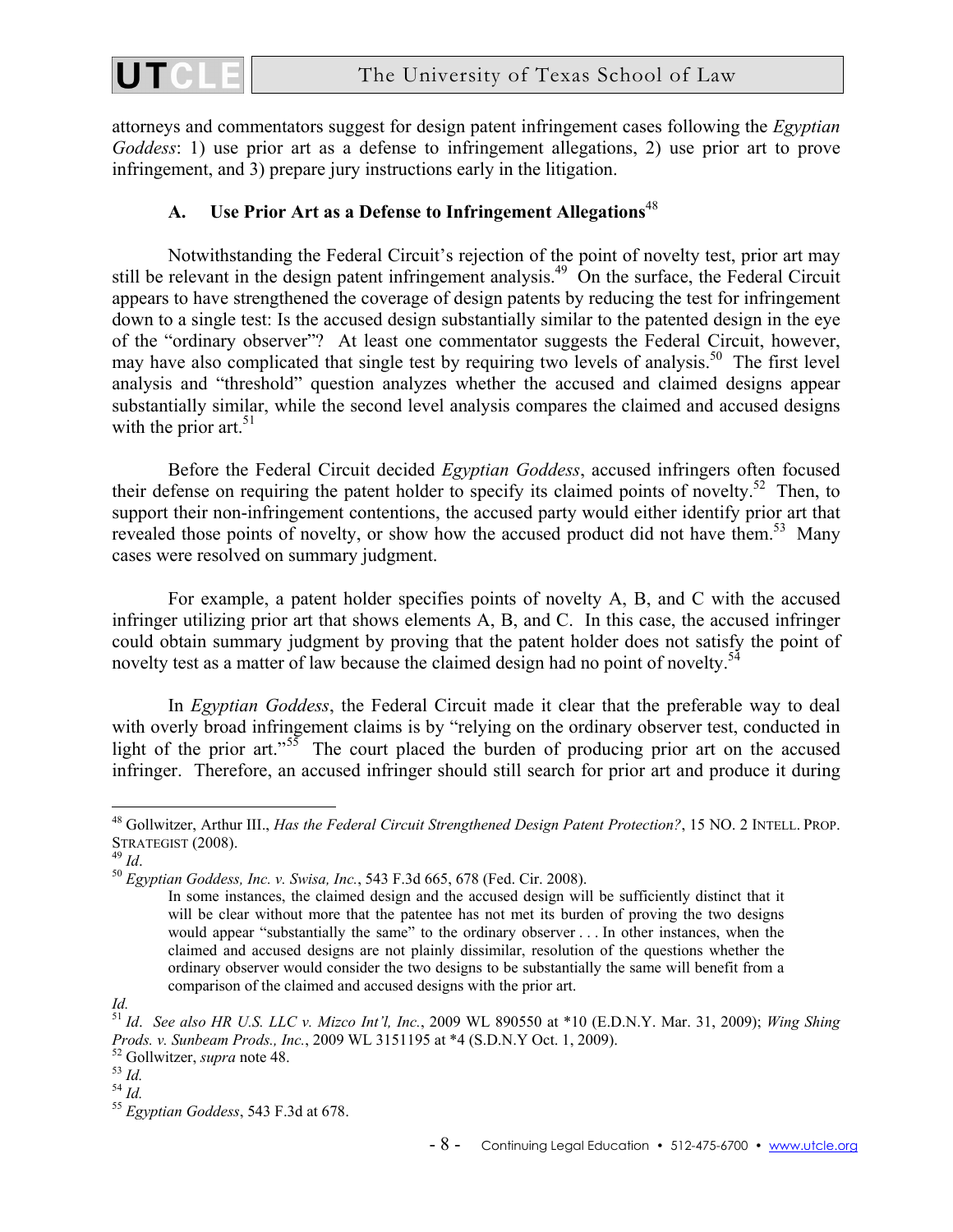attorneys and commentators suggest for design patent infringement cases following the *Egyptian Goddess*: 1) use prior art as a defense to infringement allegations, 2) use prior art to prove infringement, and 3) prepare jury instructions early in the litigation.

### A. Use Prior Art as a Defense to Infringement Allegations[48]

Notwithstanding the Federal Circuit's rejection of the point of novelty test, prior art may still be relevant in the design patent infringement analysis.[49] On the surface, the Federal Circuit appears to have strengthened the coverage of design patents by reducing the test for infringement down to a single test: Is the accused design substantially similar to the patented design in the eye of the "ordinary observer"? At least one commentator suggests the Federal Circuit, however, may have also complicated that single test by requiring two levels of analysis.[50] The first level analysis and "threshold" question analyzes whether the accused and claimed designs appear substantially similar, while the second level analysis compares the claimed and accused designs with the prior art.[51]

Before the Federal Circuit decided *Egyptian Goddess*, accused infringers often focused their defense on requiring the patent holder to specify its claimed points of novelty.[52] Then, to support their non-infringement contentions, the accused party would either identify prior art that revealed those points of novelty, or show how the accused product did not have them.[53] Many cases were resolved on summary judgment.

For example, a patent holder specifies points of novelty A, B, and C with the accused infringer utilizing prior art that shows elements A, B, and C. In this case, the accused infringer could obtain summary judgment by proving that the patent holder does not satisfy the point of novelty test as a matter of law because the claimed design had no point of novelty.[54]

In *Egyptian Goddess*, the Federal Circuit made it clear that the preferable way to deal with overly broad infringement claims is by "relying on the ordinary observer test, conducted in light of the prior art."[55] The court placed the burden of producing prior art on the accused infringer. Therefore, an accused infringer should still search for prior art and produce it during

---

[48] Gollwitzer, Arthur III., *Has the Federal Circuit Strengthened Design Patent Protection?*, 15 NO. 2 INTELL. PROP. STRATEGIST (2008).

[49] *Id*.

[50] *Egyptian Goddess, Inc. v. Swisa, Inc.*, 543 F.3d 665, 678 (Fed. Cir. 2008).

> In some instances, the claimed design and the accused design will be sufficiently distinct that it will be clear without more that the patentee has not met its burden of proving the two designs would appear "substantially the same" to the ordinary observer . . . In other instances, when the claimed and accused designs are not plainly dissimilar, resolution of the questions whether the ordinary observer would consider the two designs to be substantially the same will benefit from a comparison of the claimed and accused designs with the prior art.

*Id.*

[51] *Id*. *See also HR U.S. LLC v. Mizco Int'l, Inc.*, 2009 WL 890550 at *10 (E.D.N.Y. Mar. 31, 2009); *Wing Shing Prods. v. Sunbeam Prods., Inc.*, 2009 WL 3151195 at *4 (S.D.N.Y Oct. 1, 2009).

[52] Gollwitzer, *supra* note 48.

[53] *Id.*

[54] *Id.*

[55] *Egyptian Goddess*, 543 F.3d at 678.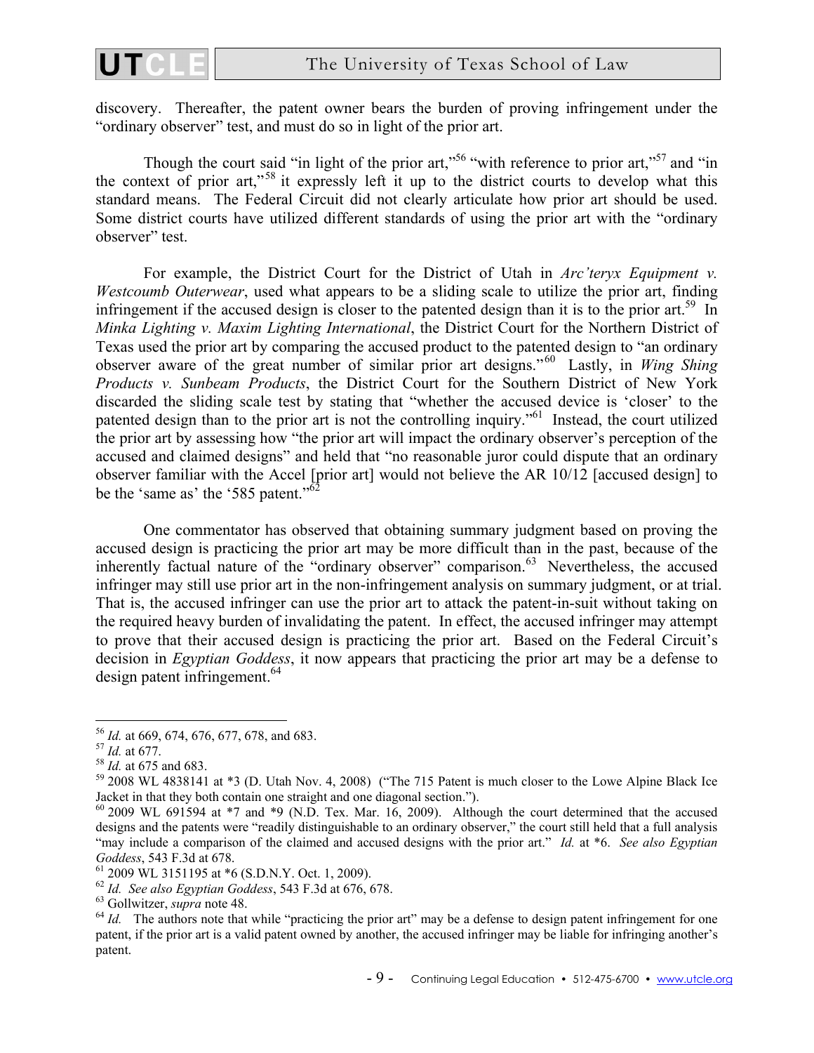discovery. Thereafter, the patent owner bears the burden of proving infringement under the "ordinary observer" test, and must do so in light of the prior art.

Though the court said "in light of the prior art,"[56] "with reference to prior art,"[57] and "in the context of prior art,"[58] it expressly left it up to the district courts to develop what this standard means. The Federal Circuit did not clearly articulate how prior art should be used. Some district courts have utilized different standards of using the prior art with the "ordinary observer" test.

For example, the District Court for the District of Utah in *Arc'teryx Equipment v. Westcoumb Outerwear*, used what appears to be a sliding scale to utilize the prior art, finding infringement if the accused design is closer to the patented design than it is to the prior art.[59] In *Minka Lighting v. Maxim Lighting International*, the District Court for the Northern District of Texas used the prior art by comparing the accused product to the patented design to "an ordinary observer aware of the great number of similar prior art designs."[60] Lastly, in *Wing Shing Products v. Sunbeam Products*, the District Court for the Southern District of New York discarded the sliding scale test by stating that "whether the accused device is 'closer' to the patented design than to the prior art is not the controlling inquiry."[61] Instead, the court utilized the prior art by assessing how "the prior art will impact the ordinary observer's perception of the accused and claimed designs" and held that "no reasonable juror could dispute that an ordinary observer familiar with the Accel [prior art] would not believe the AR 10/12 [accused design] to be the 'same as' the '585 patent."[62]

One commentator has observed that obtaining summary judgment based on proving the accused design is practicing the prior art may be more difficult than in the past, because of the inherently factual nature of the "ordinary observer" comparison.[63] Nevertheless, the accused infringer may still use prior art in the non-infringement analysis on summary judgment, or at trial. That is, the accused infringer can use the prior art to attack the patent-in-suit without taking on the required heavy burden of invalidating the patent. In effect, the accused infringer may attempt to prove that their accused design is practicing the prior art. Based on the Federal Circuit's decision in *Egyptian Goddess*, it now appears that practicing the prior art may be a defense to design patent infringement.[64]

---

[56] *Id.* at 669, 674, 676, 677, 678, and 683.

[57] *Id.* at 677.

[58] *Id.* at 675 and 683.

[59] 2008 WL 4838141 at *3 (D. Utah Nov. 4, 2008) ("The 715 Patent is much closer to the Lowe Alpine Black Ice Jacket in that they both contain one straight and one diagonal section.").

[60] 2009 WL 691594 at *7 and *9 (N.D. Tex. Mar. 16, 2009). Although the court determined that the accused designs and the patents were "readily distinguishable to an ordinary observer," the court still held that a full analysis "may include a comparison of the claimed and accused designs with the prior art." *Id.* at *6. *See also Egyptian Goddess*, 543 F.3d at 678.

[61] 2009 WL 3151195 at *6 (S.D.N.Y. Oct. 1, 2009).

[62] *Id. See also Egyptian Goddess*, 543 F.3d at 676, 678.

[63] Gollwitzer, *supra* note 48.

[64] *Id.* The authors note that while "practicing the prior art" may be a defense to design patent infringement for one patent, if the prior art is a valid patent owned by another, the accused infringer may be liable for infringing another's patent.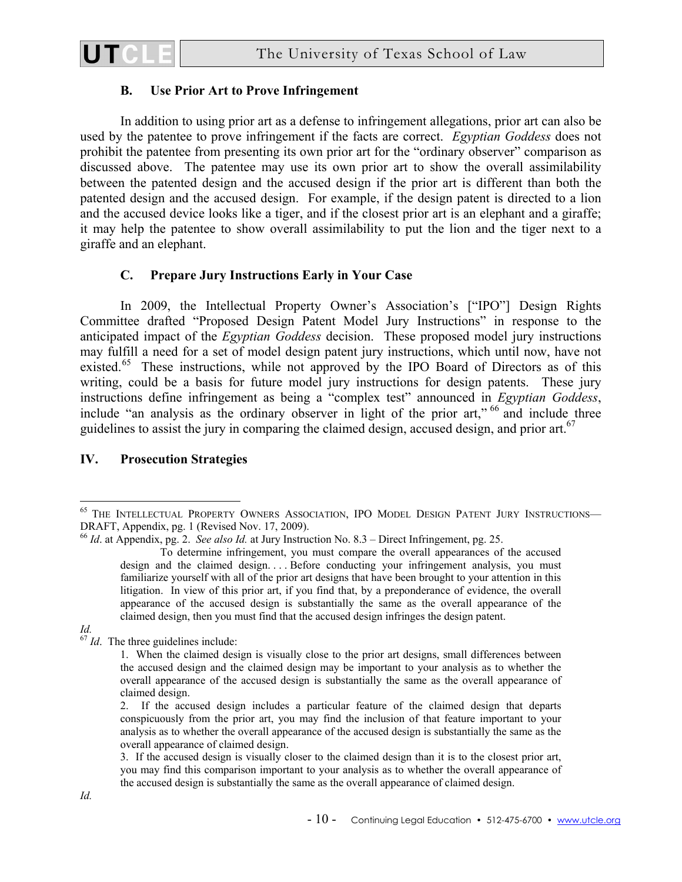### B. Use Prior Art to Prove Infringement

In addition to using prior art as a defense to infringement allegations, prior art can also be used by the patentee to prove infringement if the facts are correct. *Egyptian Goddess* does not prohibit the patentee from presenting its own prior art for the "ordinary observer" comparison as discussed above. The patentee may use its own prior art to show the overall assimilability between the patented design and the accused design if the prior art is different than both the patented design and the accused design. For example, if the design patent is directed to a lion and the accused device looks like a tiger, and if the closest prior art is an elephant and a giraffe; it may help the patentee to show overall assimilability to put the lion and the tiger next to a giraffe and an elephant.

### C. Prepare Jury Instructions Early in Your Case

In 2009, the Intellectual Property Owner's Association's ["IPO"] Design Rights Committee drafted "Proposed Design Patent Model Jury Instructions" in response to the anticipated impact of the *Egyptian Goddess* decision. These proposed model jury instructions may fulfill a need for a set of model design patent jury instructions, which until now, have not existed.[65] These instructions, while not approved by the IPO Board of Directors as of this writing, could be a basis for future model jury instructions for design patents. These jury instructions define infringement as being a "complex test" announced in *Egyptian Goddess*, include "an analysis as the ordinary observer in light of the prior art,"[66] and include three guidelines to assist the jury in comparing the claimed design, accused design, and prior art.[67]

## IV. Prosecution Strategies

---

[65] THE INTELLECTUAL PROPERTY OWNERS ASSOCIATION, IPO MODEL DESIGN PATENT JURY INSTRUCTIONS—DRAFT, Appendix, pg. 1 (Revised Nov. 17, 2009).

[66] *Id*. at Appendix, pg. 2. *See also Id.* at Jury Instruction No. 8.3 – Direct Infringement, pg. 25.

> To determine infringement, you must compare the overall appearances of the accused design and the claimed design. . . . Before conducting your infringement analysis, you must familiarize yourself with all of the prior art designs that have been brought to your attention in this litigation. In view of this prior art, if you find that, by a preponderance of evidence, the overall appearance of the accused design is substantially the same as the overall appearance of the claimed design, then you must find that the accused design infringes the design patent.

*Id.*

[67] *Id*. The three guidelines include:

> 1. When the claimed design is visually close to the prior art designs, small differences between the accused design and the claimed design may be important to your analysis as to whether the overall appearance of the accused design is substantially the same as the overall appearance of claimed design.
>
> 2. If the accused design includes a particular feature of the claimed design that departs conspicuously from the prior art, you may find the inclusion of that feature important to your analysis as to whether the overall appearance of the accused design is substantially the same as the overall appearance of claimed design.
>
> 3. If the accused design is visually closer to the claimed design than it is to the closest prior art, you may find this comparison important to your analysis as to whether the overall appearance of the accused design is substantially the same as the overall appearance of claimed design.

*Id.*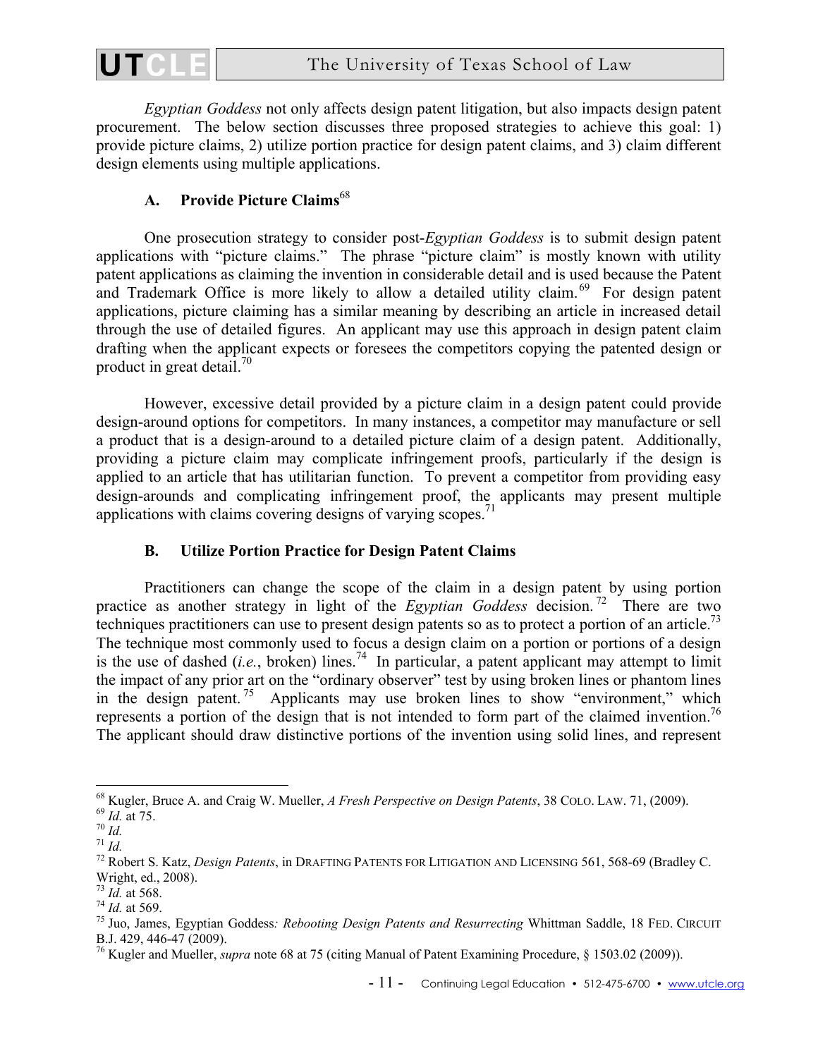*Egyptian Goddess* not only affects design patent litigation, but also impacts design patent procurement. The below section discusses three proposed strategies to achieve this goal: 1) provide picture claims, 2) utilize portion practice for design patent claims, and 3) claim different design elements using multiple applications.

### A. Provide Picture Claims[68]

One prosecution strategy to consider post-*Egyptian Goddess* is to submit design patent applications with "picture claims." The phrase "picture claim" is mostly known with utility patent applications as claiming the invention in considerable detail and is used because the Patent and Trademark Office is more likely to allow a detailed utility claim.[69] For design patent applications, picture claiming has a similar meaning by describing an article in increased detail through the use of detailed figures. An applicant may use this approach in design patent claim drafting when the applicant expects or foresees the competitors copying the patented design or product in great detail.[70]

However, excessive detail provided by a picture claim in a design patent could provide design-around options for competitors. In many instances, a competitor may manufacture or sell a product that is a design-around to a detailed picture claim of a design patent. Additionally, providing a picture claim may complicate infringement proofs, particularly if the design is applied to an article that has utilitarian function. To prevent a competitor from providing easy design-arounds and complicating infringement proof, the applicants may present multiple applications with claims covering designs of varying scopes.[71]

### B. Utilize Portion Practice for Design Patent Claims

Practitioners can change the scope of the claim in a design patent by using portion practice as another strategy in light of the *Egyptian Goddess* decision.[72] There are two techniques practitioners can use to present design patents so as to protect a portion of an article.[73] The technique most commonly used to focus a design claim on a portion or portions of a design is the use of dashed (*i.e.*, broken) lines.[74] In particular, a patent applicant may attempt to limit the impact of any prior art on the "ordinary observer" test by using broken lines or phantom lines in the design patent.[75] Applicants may use broken lines to show "environment," which represents a portion of the design that is not intended to form part of the claimed invention.[76] The applicant should draw distinctive portions of the invention using solid lines, and represent

---

[68] Kugler, Bruce A. and Craig W. Mueller, *A Fresh Perspective on Design Patents*, 38 COLO. LAW. 71, (2009).
[69] *Id.* at 75.
[70] *Id.*
[71] *Id.*
[72] Robert S. Katz, *Design Patents*, in DRAFTING PATENTS FOR LITIGATION AND LICENSING 561, 568-69 (Bradley C. Wright, ed., 2008).
[73] *Id.* at 568.
[74] *Id.* at 569.
[75] Juo, James, Egyptian Goddess*: Rebooting Design Patents and Resurrecting* Whittman Saddle, 18 FED. CIRCUIT B.J. 429, 446-47 (2009).
[76] Kugler and Mueller, *supra* note 68 at 75 (citing Manual of Patent Examining Procedure, § 1503.02 (2009)).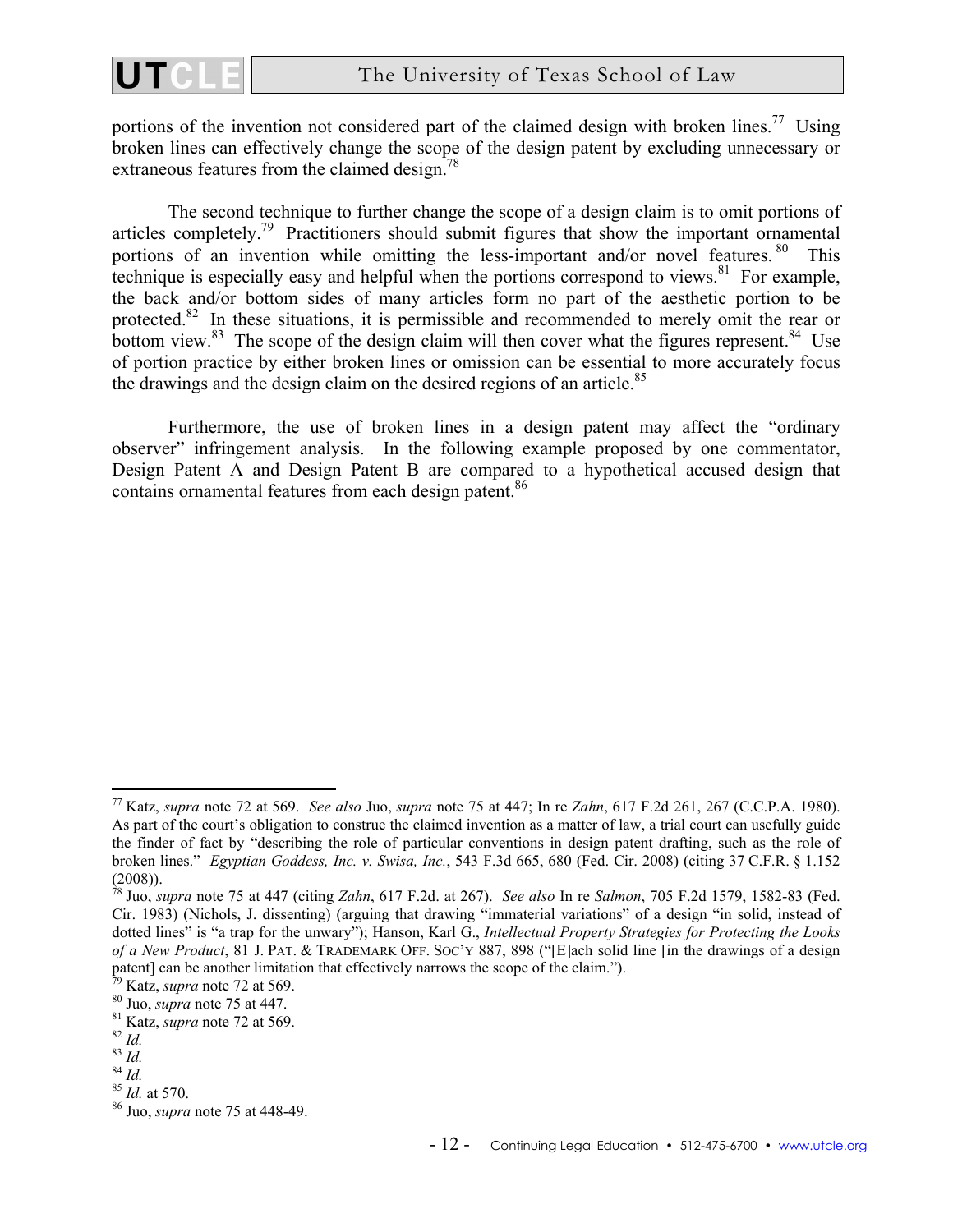portions of the invention not considered part of the claimed design with broken lines.[77] Using broken lines can effectively change the scope of the design patent by excluding unnecessary or extraneous features from the claimed design.[78]

The second technique to further change the scope of a design claim is to omit portions of articles completely.[79] Practitioners should submit figures that show the important ornamental portions of an invention while omitting the less-important and/or novel features.[80] This technique is especially easy and helpful when the portions correspond to views.[81] For example, the back and/or bottom sides of many articles form no part of the aesthetic portion to be protected.[82] In these situations, it is permissible and recommended to merely omit the rear or bottom view.[83] The scope of the design claim will then cover what the figures represent.[84] Use of portion practice by either broken lines or omission can be essential to more accurately focus the drawings and the design claim on the desired regions of an article.[85]

Furthermore, the use of broken lines in a design patent may affect the "ordinary observer" infringement analysis. In the following example proposed by one commentator, Design Patent A and Design Patent B are compared to a hypothetical accused design that contains ornamental features from each design patent.[86]

---

[77] Katz, *supra* note 72 at 569. *See also* Juo, *supra* note 75 at 447; In re *Zahn*, 617 F.2d 261, 267 (C.C.P.A. 1980). As part of the court's obligation to construe the claimed invention as a matter of law, a trial court can usefully guide the finder of fact by "describing the role of particular conventions in design patent drafting, such as the role of broken lines." *Egyptian Goddess, Inc. v. Swisa, Inc.*, 543 F.3d 665, 680 (Fed. Cir. 2008) (citing 37 C.F.R. § 1.152 (2008)).

[78] Juo, *supra* note 75 at 447 (citing *Zahn*, 617 F.2d. at 267). *See also* In re *Salmon*, 705 F.2d 1579, 1582-83 (Fed. Cir. 1983) (Nichols, J. dissenting) (arguing that drawing "immaterial variations" of a design "in solid, instead of dotted lines" is "a trap for the unwary"); Hanson, Karl G., *Intellectual Property Strategies for Protecting the Looks of a New Product*, 81 J. PAT. & TRADEMARK OFF. SOC'Y 887, 898 ("[E]ach solid line [in the drawings of a design patent] can be another limitation that effectively narrows the scope of the claim.").

[79] Katz, *supra* note 72 at 569.

[80] Juo, *supra* note 75 at 447.

[81] Katz, *supra* note 72 at 569.

[82] *Id.*

[83] *Id.*

[84] *Id.*

[85] *Id.* at 570.

[86] Juo, *supra* note 75 at 448-49.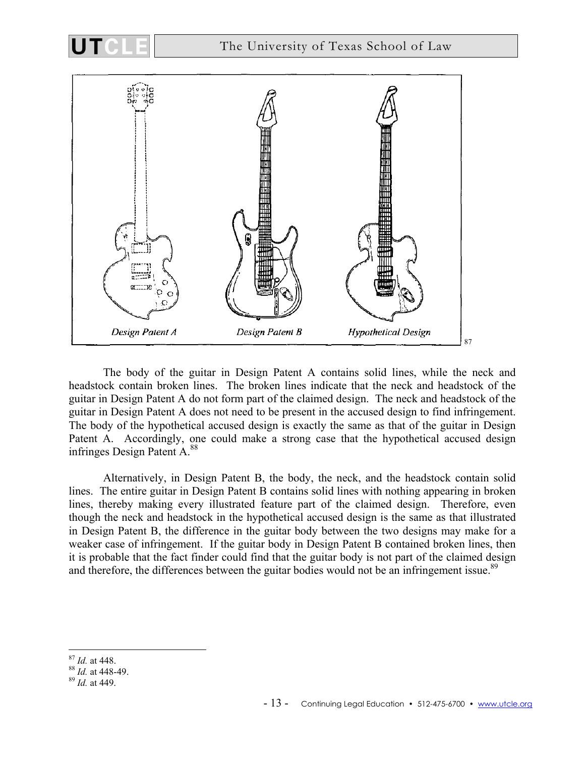Design Patent A Design Patent B Hypothetical Design [87]

The body of the guitar in Design Patent A contains solid lines, while the neck and headstock contain broken lines. The broken lines indicate that the neck and headstock of the guitar in Design Patent A do not form part of the claimed design. The neck and headstock of the guitar in Design Patent A does not need to be present in the accused design to find infringement. The body of the hypothetical accused design is exactly the same as that of the guitar in Design Patent A. Accordingly, one could make a strong case that the hypothetical accused design infringes Design Patent A.[88]

Alternatively, in Design Patent B, the body, the neck, and the headstock contain solid lines. The entire guitar in Design Patent B contains solid lines with nothing appearing in broken lines, thereby making every illustrated feature part of the claimed design. Therefore, even though the neck and headstock in the hypothetical accused design is the same as that illustrated in Design Patent B, the difference in the guitar body between the two designs may make for a weaker case of infringement. If the guitar body in Design Patent B contained broken lines, then it is probable that the fact finder could find that the guitar body is not part of the claimed design and therefore, the differences between the guitar bodies would not be an infringement issue.[89]

---

[87] *Id.* at 448.
[88] *Id.* at 448-49.
[89] *Id.* at 449.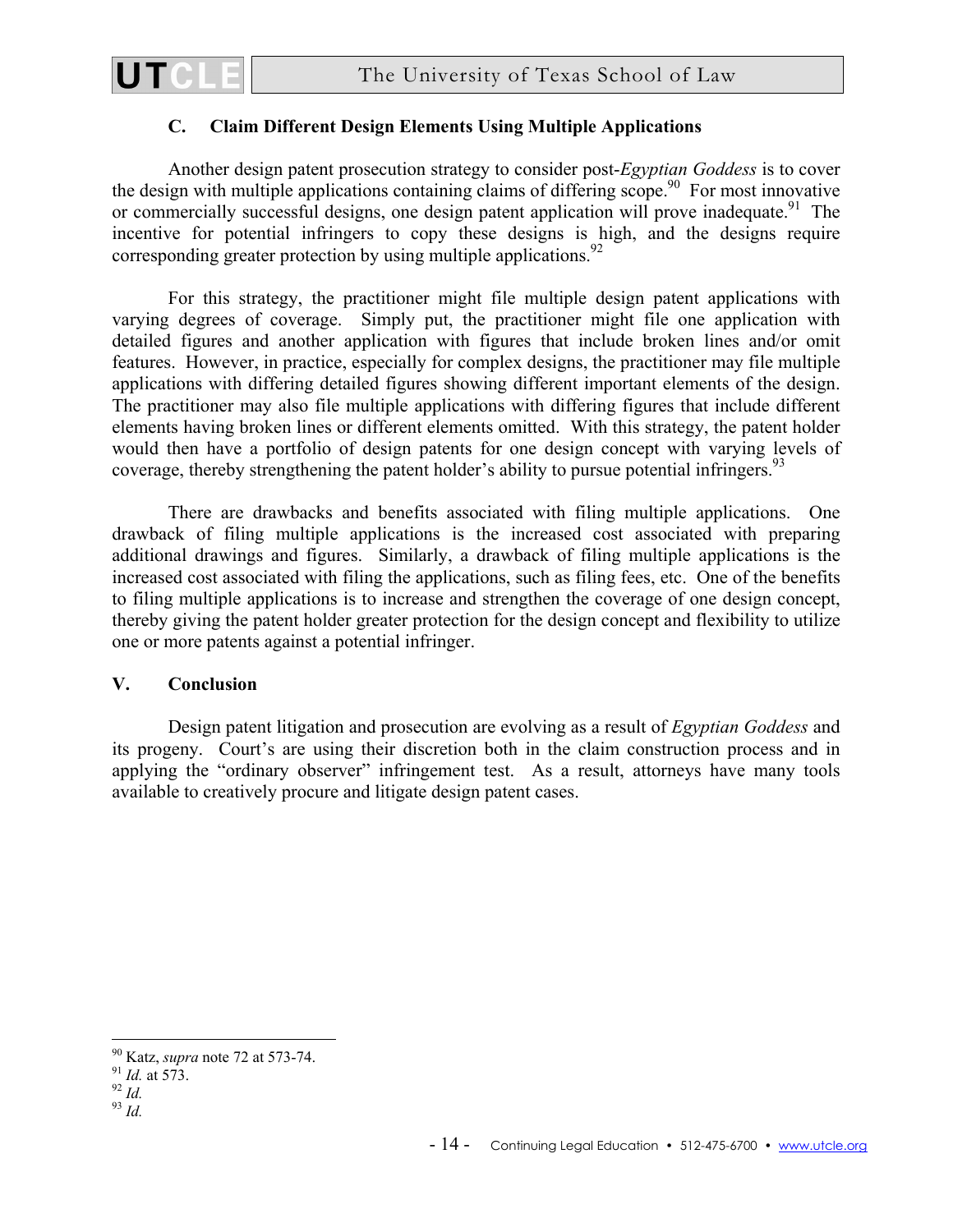### C. Claim Different Design Elements Using Multiple Applications

Another design patent prosecution strategy to consider post-*Egyptian Goddess* is to cover the design with multiple applications containing claims of differing scope.[90] For most innovative or commercially successful designs, one design patent application will prove inadequate.[91] The incentive for potential infringers to copy these designs is high, and the designs require corresponding greater protection by using multiple applications.[92]

For this strategy, the practitioner might file multiple design patent applications with varying degrees of coverage. Simply put, the practitioner might file one application with detailed figures and another application with figures that include broken lines and/or omit features. However, in practice, especially for complex designs, the practitioner may file multiple applications with differing detailed figures showing different important elements of the design. The practitioner may also file multiple applications with differing figures that include different elements having broken lines or different elements omitted. With this strategy, the patent holder would then have a portfolio of design patents for one design concept with varying levels of coverage, thereby strengthening the patent holder's ability to pursue potential infringers.[93]

There are drawbacks and benefits associated with filing multiple applications. One drawback of filing multiple applications is the increased cost associated with preparing additional drawings and figures. Similarly, a drawback of filing multiple applications is the increased cost associated with filing the applications, such as filing fees, etc. One of the benefits to filing multiple applications is to increase and strengthen the coverage of one design concept, thereby giving the patent holder greater protection for the design concept and flexibility to utilize one or more patents against a potential infringer.

## V. Conclusion

Design patent litigation and prosecution are evolving as a result of *Egyptian Goddess* and its progeny. Court's are using their discretion both in the claim construction process and in applying the "ordinary observer" infringement test. As a result, attorneys have many tools available to creatively procure and litigate design patent cases.

---

[90] Katz, *supra* note 72 at 573-74.
[91] *Id.* at 573.
[92] *Id.*
[93] *Id.*